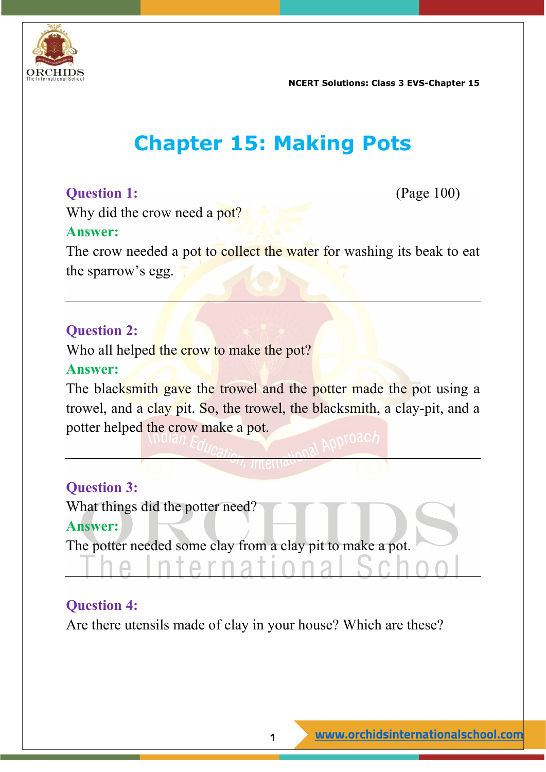# Chapter 15: Making Pots

**Question 1:** (Page 100)

Why did the crow need a pot?

**Answer:**

The crow needed a pot to collect the water for washing its beak to eat the sparrow's egg.

---

**Question 2:**

Who all helped the crow to make the pot?

**Answer:**

The blacksmith gave the trowel and the potter made the pot using a trowel, and a clay pit. So, the trowel, the blacksmith, a clay-pit, and a potter helped the crow make a pot.

---

**Question 3:**

What things did the potter need?

**Answer:**

The potter needed some clay from a clay pit to make a pot.

---

**Question 4:**

Are there utensils made of clay in your house? Which are these?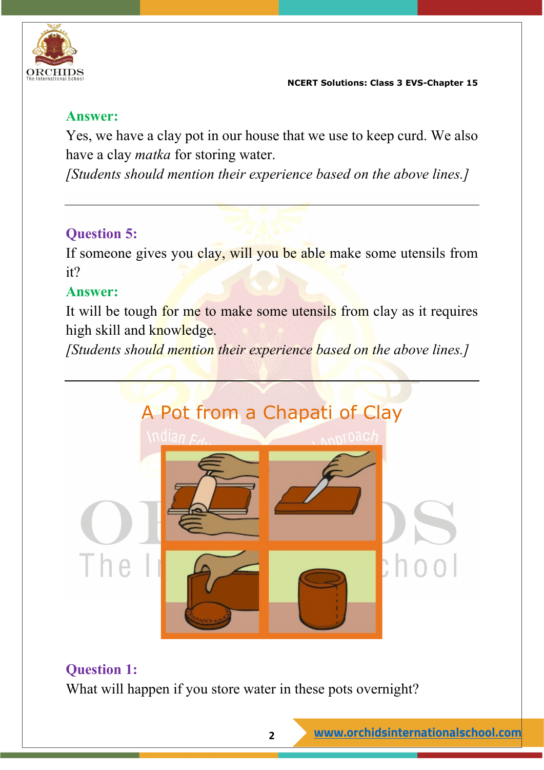**Answer:**

Yes, we have a clay pot in our house that we use to keep curd. We also have a clay *matka* for storing water.

*[Students should mention their experience based on the above lines.]*

---

**Question 5:**

If someone gives you clay, will you be able make some utensils from it?

**Answer:**

It will be tough for me to make some utensils from clay as it requires high skill and knowledge.

*[Students should mention their experience based on the above lines.]*

---

## A Pot from a Chapati of Clay

**Question 1:**

What will happen if you store water in these pots overnight?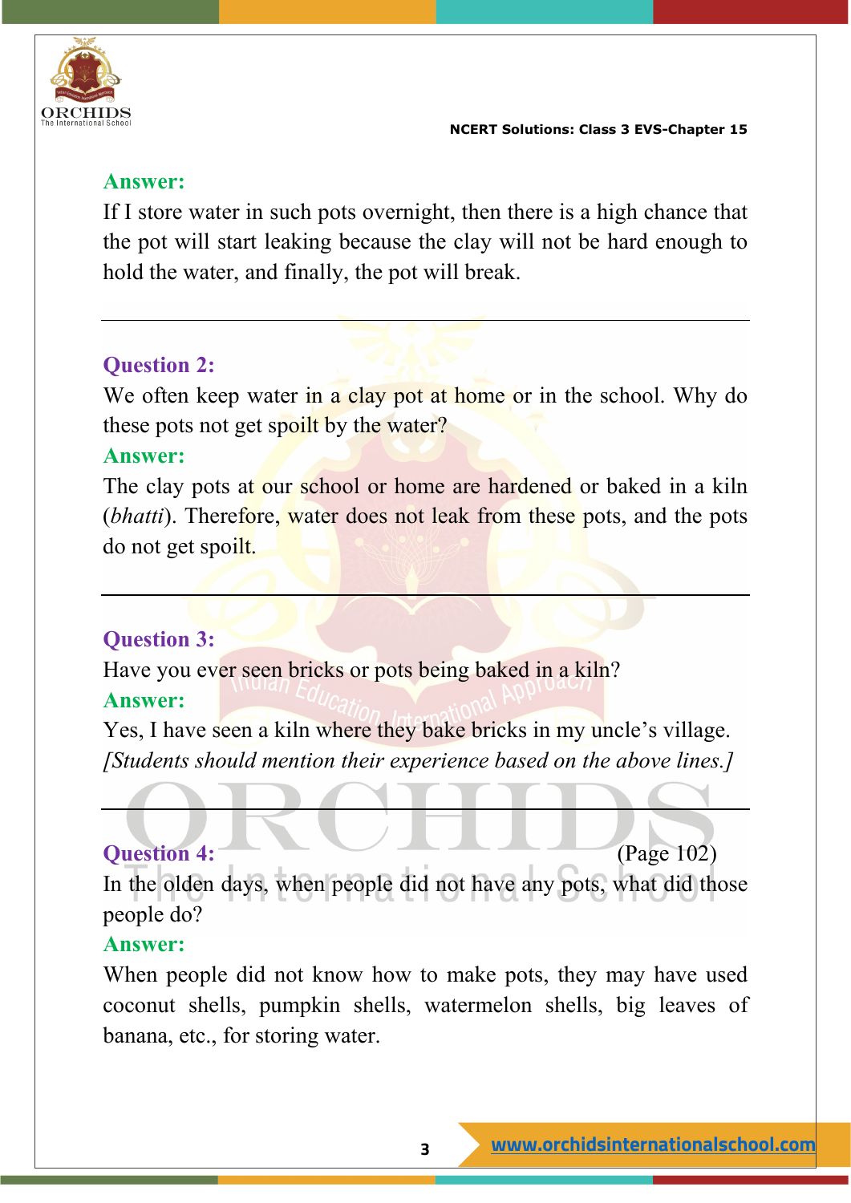**Answer:**

If I store water in such pots overnight, then there is a high chance that the pot will start leaking because the clay will not be hard enough to hold the water, and finally, the pot will break.

---

**Question 2:**

We often keep water in a clay pot at home or in the school. Why do these pots not get spoilt by the water?

**Answer:**

The clay pots at our school or home are hardened or baked in a kiln (*bhatti*). Therefore, water does not leak from these pots, and the pots do not get spoilt.

---

**Question 3:**

Have you ever seen bricks or pots being baked in a kiln?

**Answer:**

Yes, I have seen a kiln where they bake bricks in my uncle's village.

*[Students should mention their experience based on the above lines.]*

---

**Question 4:** (Page 102)

In the olden days, when people did not have any pots, what did those people do?

**Answer:**

When people did not know how to make pots, they may have used coconut shells, pumpkin shells, watermelon shells, big leaves of banana, etc., for storing water.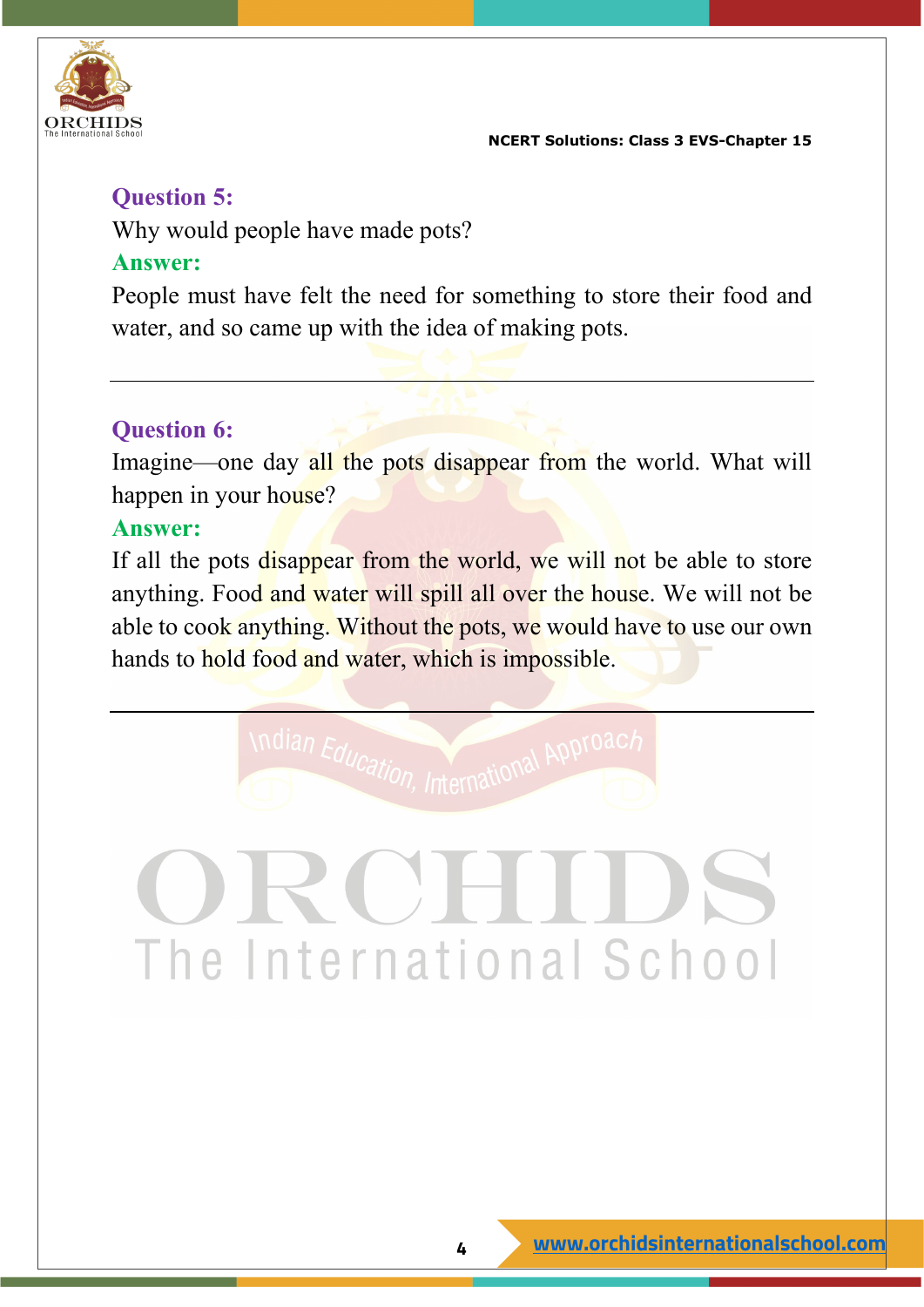**Question 5:**

Why would people have made pots?

**Answer:**

People must have felt the need for something to store their food and water, and so came up with the idea of making pots.

---

**Question 6:**

Imagine—one day all the pots disappear from the world. What will happen in your house?

**Answer:**

If all the pots disappear from the world, we will not be able to store anything. Food and water will spill all over the house. We will not be able to cook anything. Without the pots, we would have to use our own hands to hold food and water, which is impossible.

---